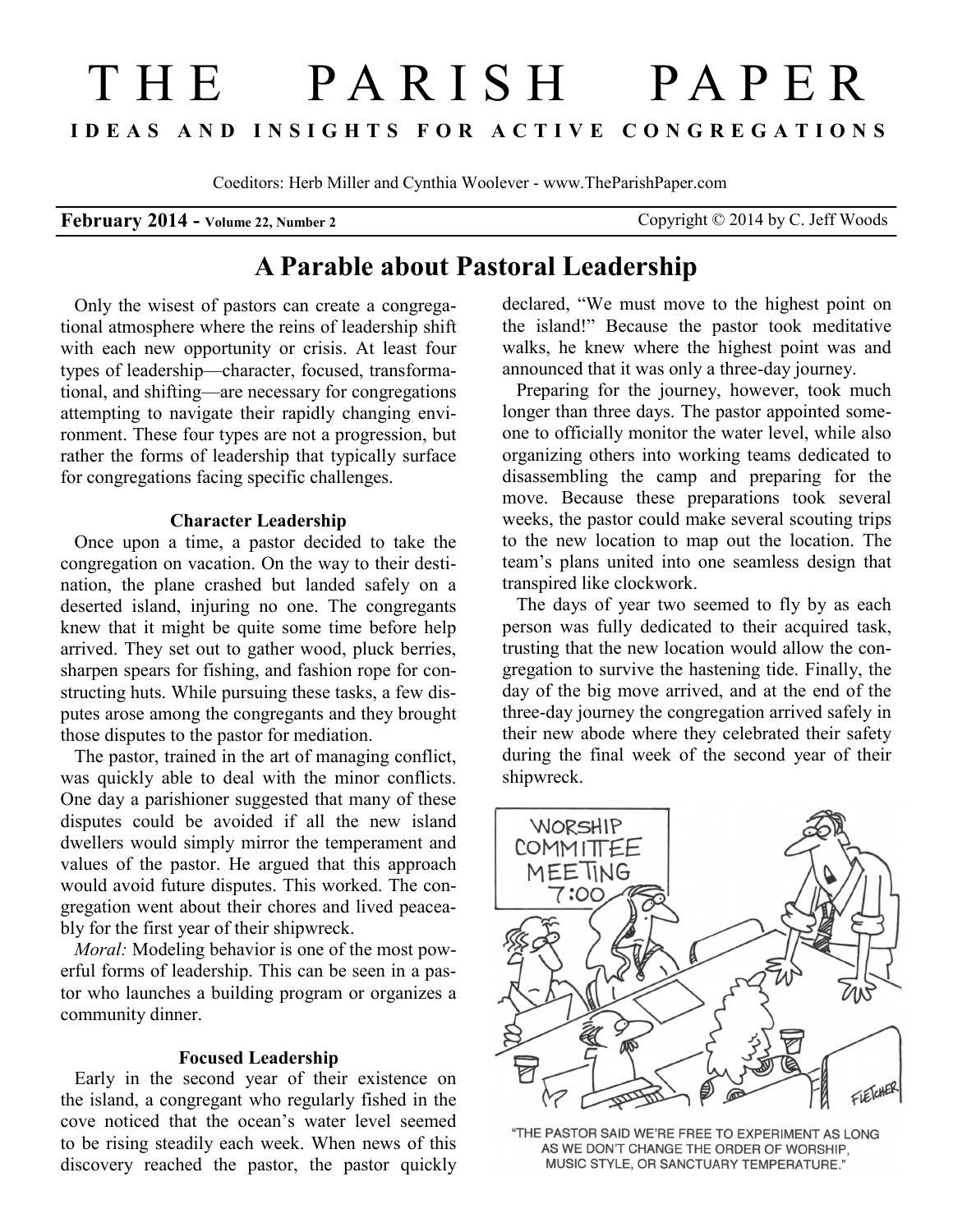# THE PARISH PAPER

**IDEAS AND INSIGHTS FOR ACTIVE CONGREGATIONS**

Coeditors: Herb Miller and Cynthia Woolever - www.TheParishPaper.com

**February 2014 - Volume 22, Number 2** Copyright © 2014 by C. Jeff Woods

## A Parable about Pastoral Leadership

Only the wisest of pastors can create a congregational atmosphere where the reins of leadership shift with each new opportunity or crisis. At least four types of leadership—character, focused, transformational, and shifting—are necessary for congregations attempting to navigate their rapidly changing environment. These four types are not a progression, but rather the forms of leadership that typically surface for congregations facing specific challenges.

### Character Leadership

Once upon a time, a pastor decided to take the congregation on vacation. On the way to their destination, the plane crashed but landed safely on a deserted island, injuring no one. The congregants knew that it might be quite some time before help arrived. They set out to gather wood, pluck berries, sharpen spears for fishing, and fashion rope for constructing huts. While pursuing these tasks, a few disputes arose among the congregants and they brought those disputes to the pastor for mediation.

The pastor, trained in the art of managing conflict, was quickly able to deal with the minor conflicts. One day a parishioner suggested that many of these disputes could be avoided if all the new island dwellers would simply mirror the temperament and values of the pastor. He argued that this approach would avoid future disputes. This worked. The congregation went about their chores and lived peaceably for the first year of their shipwreck.

*Moral:* Modeling behavior is one of the most powerful forms of leadership. This can be seen in a pastor who launches a building program or organizes a community dinner.

### Focused Leadership

Early in the second year of their existence on the island, a congregant who regularly fished in the cove noticed that the ocean's water level seemed to be rising steadily each week. When news of this discovery reached the pastor, the pastor quickly declared, "We must move to the highest point on the island!" Because the pastor took meditative walks, he knew where the highest point was and announced that it was only a three-day journey.

Preparing for the journey, however, took much longer than three days. The pastor appointed someone to officially monitor the water level, while also organizing others into working teams dedicated to disassembling the camp and preparing for the move. Because these preparations took several weeks, the pastor could make several scouting trips to the new location to map out the location. The team's plans united into one seamless design that transpired like clockwork.

The days of year two seemed to fly by as each person was fully dedicated to their acquired task, trusting that the new location would allow the congregation to survive the hastening tide. Finally, the day of the big move arrived, and at the end of the three-day journey the congregation arrived safely in their new abode where they celebrated their safety during the final week of the second year of their shipwreck.

"THE PASTOR SAID WE'RE FREE TO EXPERIMENT AS LONG AS WE DON'T CHANGE THE ORDER OF WORSHIP, MUSIC STYLE, OR SANCTUARY TEMPERATURE."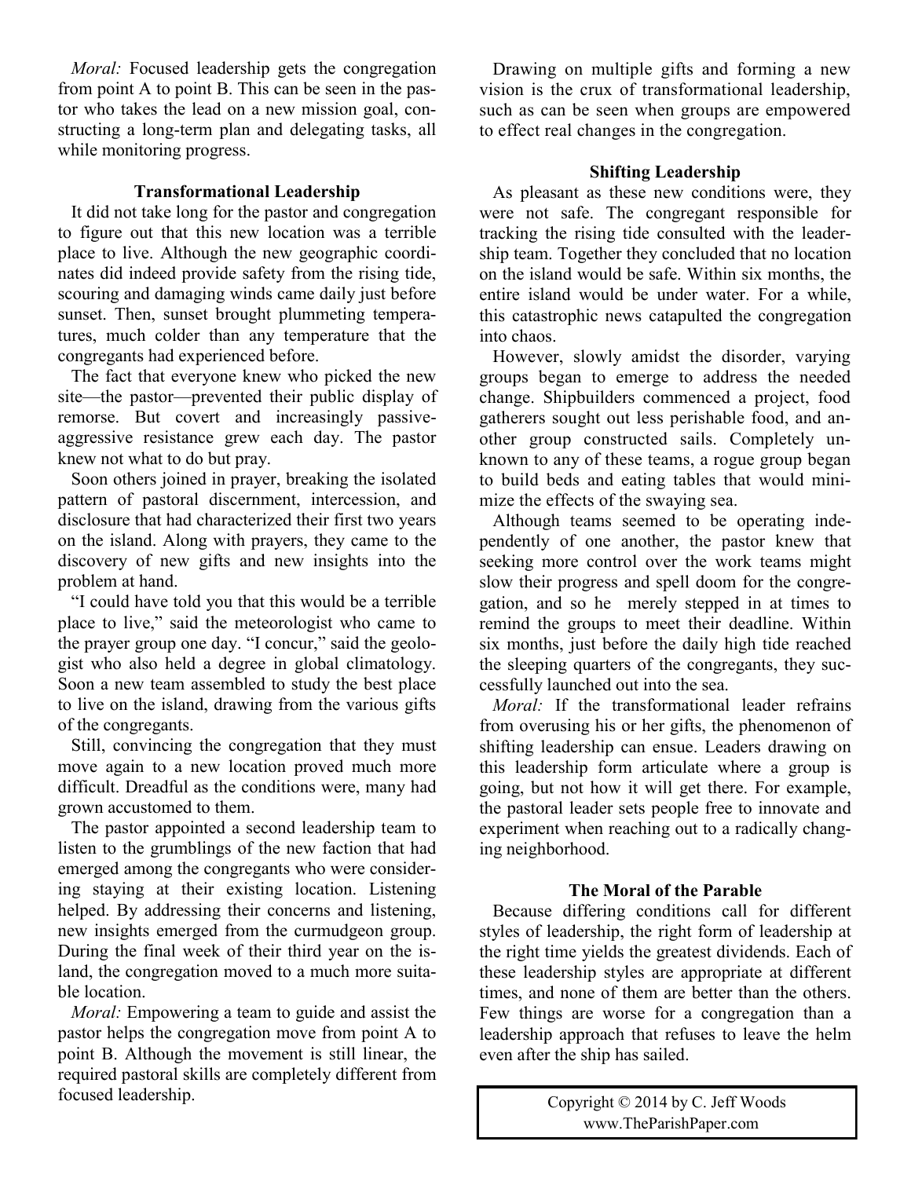*Moral:* Focused leadership gets the congregation from point A to point B. This can be seen in the pastor who takes the lead on a new mission goal, constructing a long-term plan and delegating tasks, all while monitoring progress.

### Transformational Leadership

It did not take long for the pastor and congregation to figure out that this new location was a terrible place to live. Although the new geographic coordinates did indeed provide safety from the rising tide, scouring and damaging winds came daily just before sunset. Then, sunset brought plummeting temperatures, much colder than any temperature that the congregants had experienced before.

The fact that everyone knew who picked the new site—the pastor—prevented their public display of remorse. But covert and increasingly passive-aggressive resistance grew each day. The pastor knew not what to do but pray.

Soon others joined in prayer, breaking the isolated pattern of pastoral discernment, intercession, and disclosure that had characterized their first two years on the island. Along with prayers, they came to the discovery of new gifts and new insights into the problem at hand.

"I could have told you that this would be a terrible place to live," said the meteorologist who came to the prayer group one day. "I concur," said the geologist who also held a degree in global climatology. Soon a new team assembled to study the best place to live on the island, drawing from the various gifts of the congregants.

Still, convincing the congregation that they must move again to a new location proved much more difficult. Dreadful as the conditions were, many had grown accustomed to them.

The pastor appointed a second leadership team to listen to the grumblings of the new faction that had emerged among the congregants who were considering staying at their existing location. Listening helped. By addressing their concerns and listening, new insights emerged from the curmudgeon group. During the final week of their third year on the island, the congregation moved to a much more suitable location.

*Moral:* Empowering a team to guide and assist the pastor helps the congregation move from point A to point B. Although the movement is still linear, the required pastoral skills are completely different from focused leadership.

Drawing on multiple gifts and forming a new vision is the crux of transformational leadership, such as can be seen when groups are empowered to effect real changes in the congregation.

### Shifting Leadership

As pleasant as these new conditions were, they were not safe. The congregant responsible for tracking the rising tide consulted with the leadership team. Together they concluded that no location on the island would be safe. Within six months, the entire island would be under water. For a while, this catastrophic news catapulted the congregation into chaos.

However, slowly amidst the disorder, varying groups began to emerge to address the needed change. Shipbuilders commenced a project, food gatherers sought out less perishable food, and another group constructed sails. Completely unknown to any of these teams, a rogue group began to build beds and eating tables that would minimize the effects of the swaying sea.

Although teams seemed to be operating independently of one another, the pastor knew that seeking more control over the work teams might slow their progress and spell doom for the congregation, and so he merely stepped in at times to remind the groups to meet their deadline. Within six months, just before the daily high tide reached the sleeping quarters of the congregants, they successfully launched out into the sea.

*Moral:* If the transformational leader refrains from overusing his or her gifts, the phenomenon of shifting leadership can ensue. Leaders drawing on this leadership form articulate where a group is going, but not how it will get there. For example, the pastoral leader sets people free to innovate and experiment when reaching out to a radically changing neighborhood.

### The Moral of the Parable

Because differing conditions call for different styles of leadership, the right form of leadership at the right time yields the greatest dividends. Each of these leadership styles are appropriate at different times, and none of them are better than the others. Few things are worse for a congregation than a leadership approach that refuses to leave the helm even after the ship has sailed.

Copyright © 2014 by C. Jeff Woods
www.TheParishPaper.com